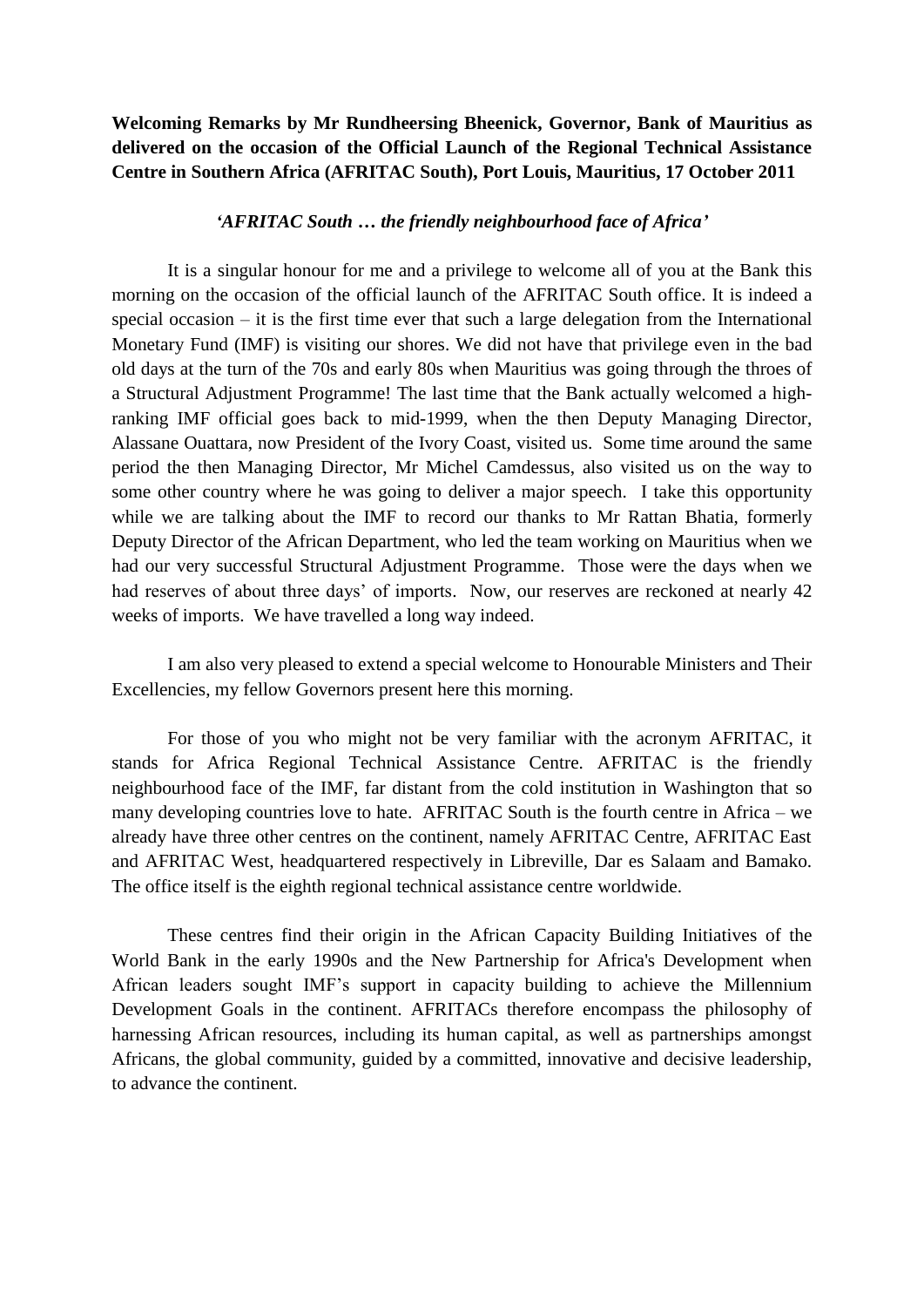**Welcoming Remarks by Mr Rundheersing Bheenick, Governor, Bank of Mauritius as delivered on the occasion of the Official Launch of the Regional Technical Assistance Centre in Southern Africa (AFRITAC South), Port Louis, Mauritius, 17 October 2011**

***'AFRITAC South … the friendly neighbourhood face of Africa'***

It is a singular honour for me and a privilege to welcome all of you at the Bank this morning on the occasion of the official launch of the AFRITAC South office. It is indeed a special occasion – it is the first time ever that such a large delegation from the International Monetary Fund (IMF) is visiting our shores. We did not have that privilege even in the bad old days at the turn of the 70s and early 80s when Mauritius was going through the throes of a Structural Adjustment Programme! The last time that the Bank actually welcomed a high-ranking IMF official goes back to mid-1999, when the then Deputy Managing Director, Alassane Ouattara, now President of the Ivory Coast, visited us. Some time around the same period the then Managing Director, Mr Michel Camdessus, also visited us on the way to some other country where he was going to deliver a major speech. I take this opportunity while we are talking about the IMF to record our thanks to Mr Rattan Bhatia, formerly Deputy Director of the African Department, who led the team working on Mauritius when we had our very successful Structural Adjustment Programme. Those were the days when we had reserves of about three days' of imports. Now, our reserves are reckoned at nearly 42 weeks of imports. We have travelled a long way indeed.

I am also very pleased to extend a special welcome to Honourable Ministers and Their Excellencies, my fellow Governors present here this morning.

For those of you who might not be very familiar with the acronym AFRITAC, it stands for Africa Regional Technical Assistance Centre. AFRITAC is the friendly neighbourhood face of the IMF, far distant from the cold institution in Washington that so many developing countries love to hate. AFRITAC South is the fourth centre in Africa – we already have three other centres on the continent, namely AFRITAC Centre, AFRITAC East and AFRITAC West, headquartered respectively in Libreville, Dar es Salaam and Bamako. The office itself is the eighth regional technical assistance centre worldwide.

These centres find their origin in the African Capacity Building Initiatives of the World Bank in the early 1990s and the New Partnership for Africa's Development when African leaders sought IMF's support in capacity building to achieve the Millennium Development Goals in the continent. AFRITACs therefore encompass the philosophy of harnessing African resources, including its human capital, as well as partnerships amongst Africans, the global community, guided by a committed, innovative and decisive leadership, to advance the continent.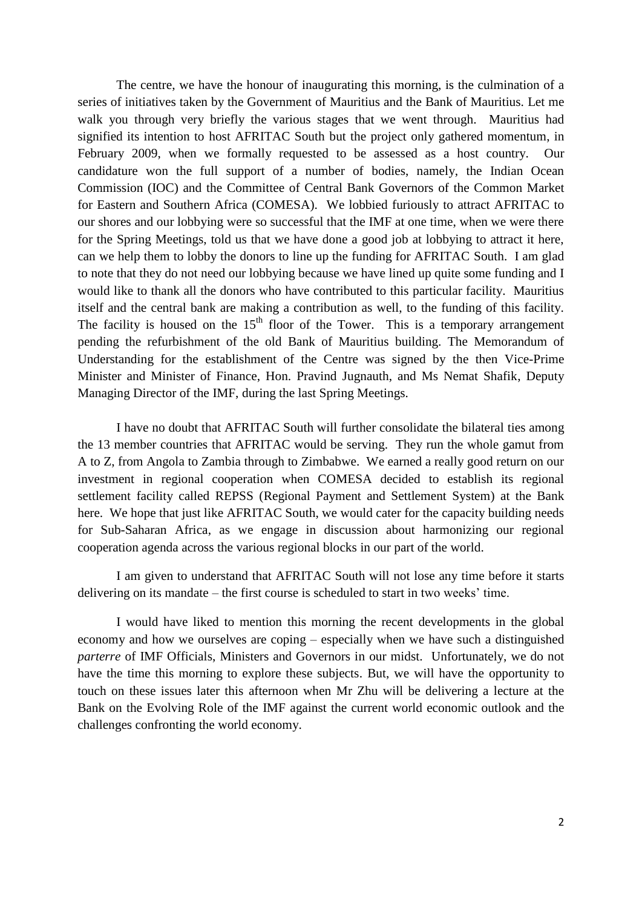The centre, we have the honour of inaugurating this morning, is the culmination of a series of initiatives taken by the Government of Mauritius and the Bank of Mauritius. Let me walk you through very briefly the various stages that we went through. Mauritius had signified its intention to host AFRITAC South but the project only gathered momentum, in February 2009, when we formally requested to be assessed as a host country. Our candidature won the full support of a number of bodies, namely, the Indian Ocean Commission (IOC) and the Committee of Central Bank Governors of the Common Market for Eastern and Southern Africa (COMESA). We lobbied furiously to attract AFRITAC to our shores and our lobbying were so successful that the IMF at one time, when we were there for the Spring Meetings, told us that we have done a good job at lobbying to attract it here, can we help them to lobby the donors to line up the funding for AFRITAC South. I am glad to note that they do not need our lobbying because we have lined up quite some funding and I would like to thank all the donors who have contributed to this particular facility. Mauritius itself and the central bank are making a contribution as well, to the funding of this facility. The facility is housed on the 15th floor of the Tower. This is a temporary arrangement pending the refurbishment of the old Bank of Mauritius building. The Memorandum of Understanding for the establishment of the Centre was signed by the then Vice-Prime Minister and Minister of Finance, Hon. Pravind Jugnauth, and Ms Nemat Shafik, Deputy Managing Director of the IMF, during the last Spring Meetings.

I have no doubt that AFRITAC South will further consolidate the bilateral ties among the 13 member countries that AFRITAC would be serving. They run the whole gamut from A to Z, from Angola to Zambia through to Zimbabwe. We earned a really good return on our investment in regional cooperation when COMESA decided to establish its regional settlement facility called REPSS (Regional Payment and Settlement System) at the Bank here. We hope that just like AFRITAC South, we would cater for the capacity building needs for Sub-Saharan Africa, as we engage in discussion about harmonizing our regional cooperation agenda across the various regional blocks in our part of the world.

I am given to understand that AFRITAC South will not lose any time before it starts delivering on its mandate – the first course is scheduled to start in two weeks' time.

I would have liked to mention this morning the recent developments in the global economy and how we ourselves are coping – especially when we have such a distinguished *parterre* of IMF Officials, Ministers and Governors in our midst. Unfortunately, we do not have the time this morning to explore these subjects. But, we will have the opportunity to touch on these issues later this afternoon when Mr Zhu will be delivering a lecture at the Bank on the Evolving Role of the IMF against the current world economic outlook and the challenges confronting the world economy.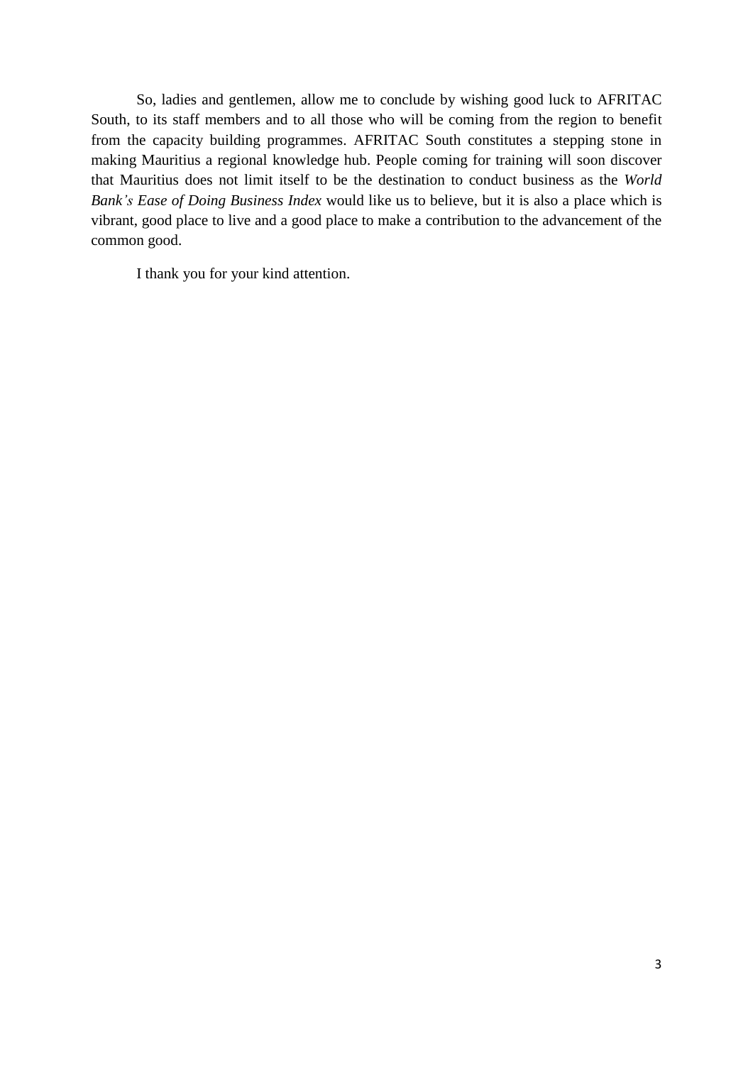So, ladies and gentlemen, allow me to conclude by wishing good luck to AFRITAC South, to its staff members and to all those who will be coming from the region to benefit from the capacity building programmes. AFRITAC South constitutes a stepping stone in making Mauritius a regional knowledge hub. People coming for training will soon discover that Mauritius does not limit itself to be the destination to conduct business as the *World Bank's Ease of Doing Business Index* would like us to believe, but it is also a place which is vibrant, good place to live and a good place to make a contribution to the advancement of the common good.

I thank you for your kind attention.